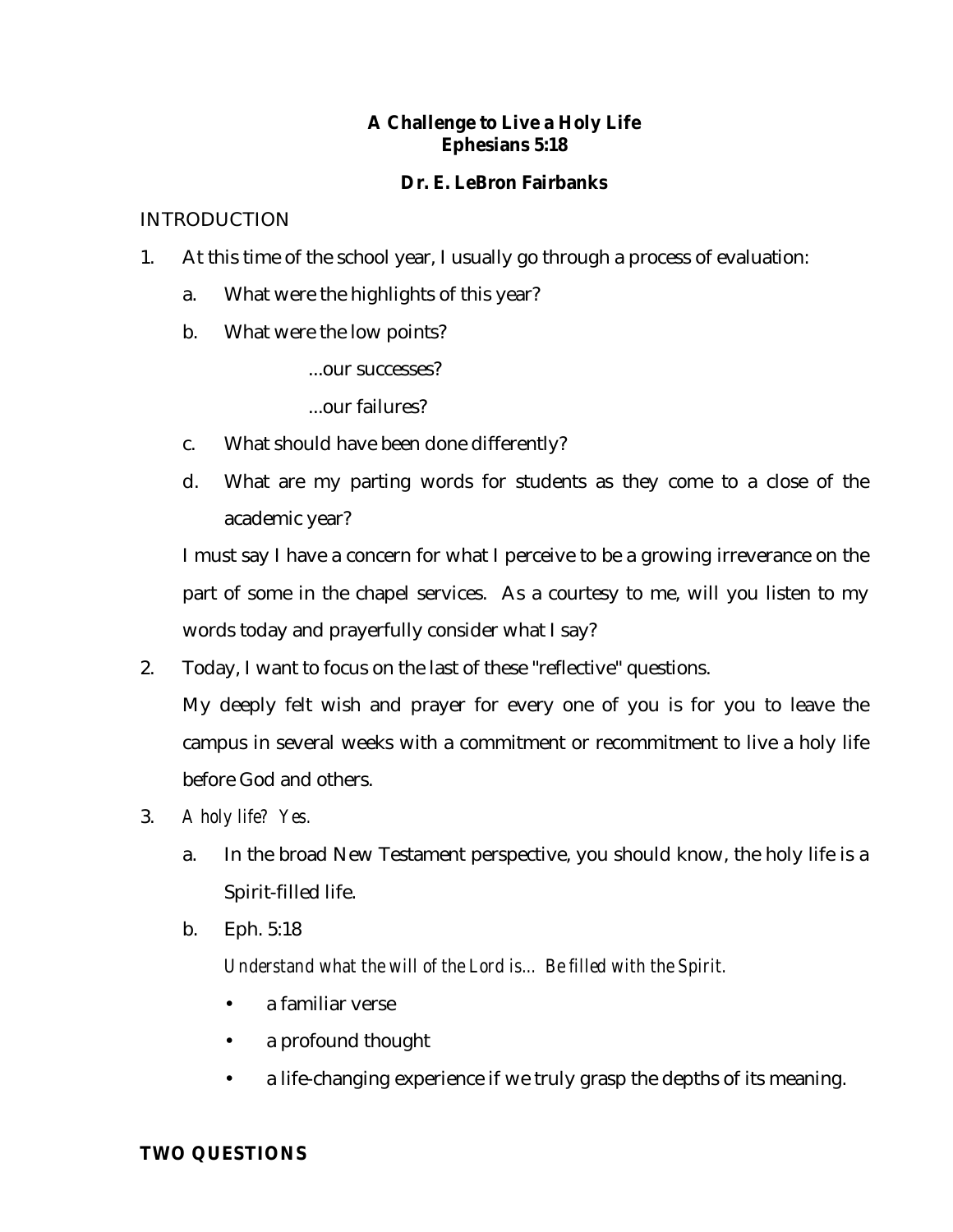**A Challenge to Live a Holy Life**
**Ephesians 5:18**

**Dr. E. LeBron Fairbanks**

INTRODUCTION

1. At this time of the school year, I usually go through a process of evaluation:
   a. What were the highlights of this year?
   b. What were the low points?

      ...our successes?

      ...our failures?
   c. What should have been done differently?
   d. What are my parting words for students as they come to a close of the academic year?

   I must say I have a concern for what I perceive to be a growing irreverance on the part of some in the chapel services. As a courtesy to me, will you listen to my words today and prayerfully consider what I say?

2. Today, I want to focus on the last of these "reflective" questions.

   My deeply felt wish and prayer for every one of you is for you to leave the campus in several weeks with a commitment or recommitment to live a holy life before God and others.

3. *A holy life? Yes.*
   a. In the broad New Testament perspective, you should know, the holy life is a Spirit-filled life.
   b. Eph. 5:18

      *Understand what the will of the Lord is... Be filled with the Spirit.*

      - a familiar verse
      - a profound thought
      - a life-changing experience if we truly grasp the depths of its meaning.

**TWO QUESTIONS**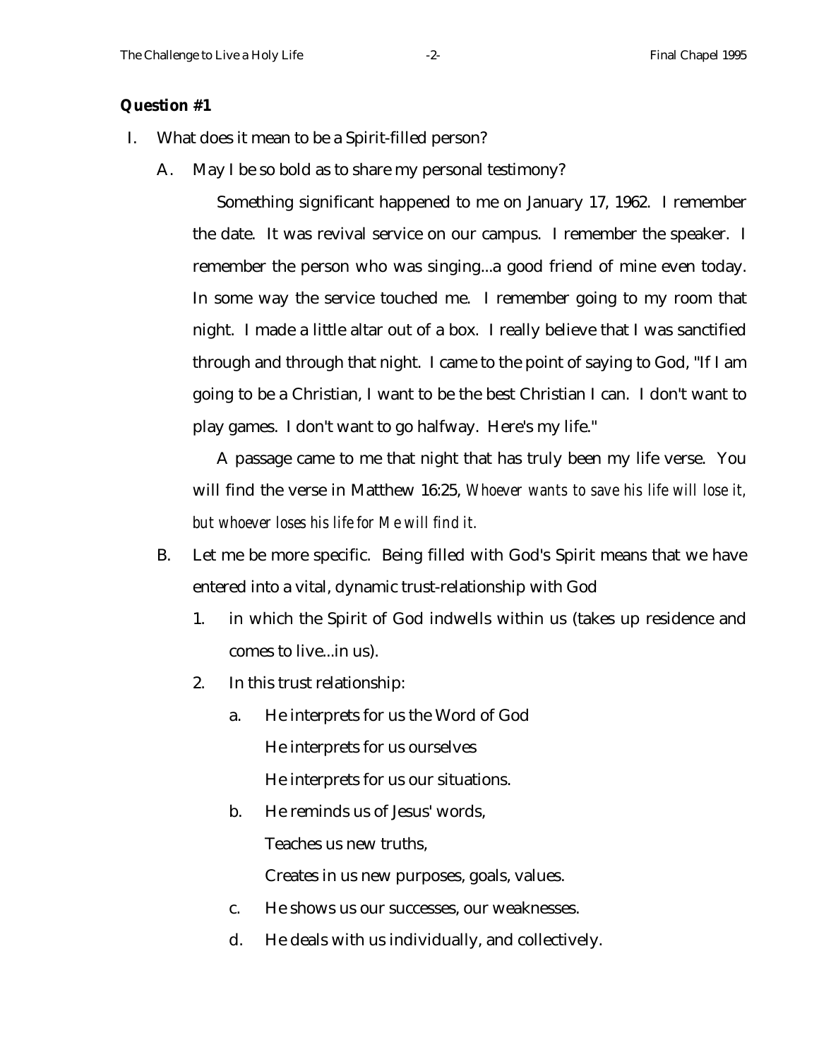**Question #1**

I. What does it mean to be a Spirit-filled person?

   A. May I be so bold as to share my personal testimony?

      Something significant happened to me on January 17, 1962. I remember the date. It was revival service on our campus. I remember the speaker. I remember the person who was singing...a good friend of mine even today. In some way the service touched me. I remember going to my room that night. I made a little altar out of a box. I really believe that I was sanctified through and through that night. I came to the point of saying to God, "If I am going to be a Christian, I want to be the best Christian I can. I don't want to play games. I don't want to go halfway. Here's my life."

      A passage came to me that night that has truly been my life verse. You will find the verse in Matthew 16:25, *Whoever wants to save his life will lose it, but whoever loses his life for Me will find it.*

   B. Let me be more specific. Being filled with God's Spirit means that we have entered into a vital, dynamic trust-relationship with God

      1. in which the Spirit of God indwells within us (takes up residence and comes to live...in us).

      2. In this trust relationship:

         a. He interprets for us the Word of God
            He interprets for us ourselves
            He interprets for us our situations.

         b. He reminds us of Jesus' words,
            Teaches us new truths,
            Creates in us new purposes, goals, values.

         c. He shows us our successes, our weaknesses.

         d. He deals with us individually, and collectively.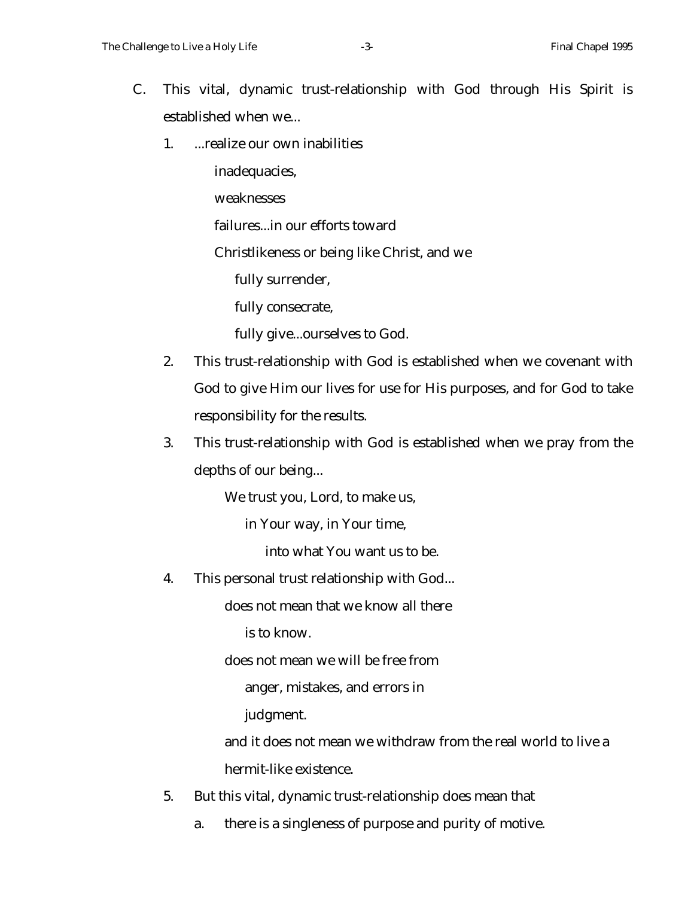C. This vital, dynamic trust-relationship with God through His Spirit is established when we...

1. ...realize our own inabilities

   inadequacies,

   weaknesses

   failures...in our efforts toward

   Christlikeness or being like Christ, and we

   fully surrender,

   fully consecrate,

   fully give...ourselves to God.

2. This trust-relationship with God is established when we covenant with God to give Him our lives for use for His purposes, and for God to take responsibility for the results.

3. This trust-relationship with God is established when we pray from the depths of our being...

   We trust you, Lord, to make us,

   in Your way, in Your time,

   into what You want us to be.

4. This personal trust relationship with God...

   does not mean that we know all there is to know.

   does not mean we will be free from anger, mistakes, and errors in judgment.

   and it does not mean we withdraw from the real world to live a hermit-like existence.

5. But this vital, dynamic trust-relationship does mean that

   a. there is a singleness of purpose and purity of motive.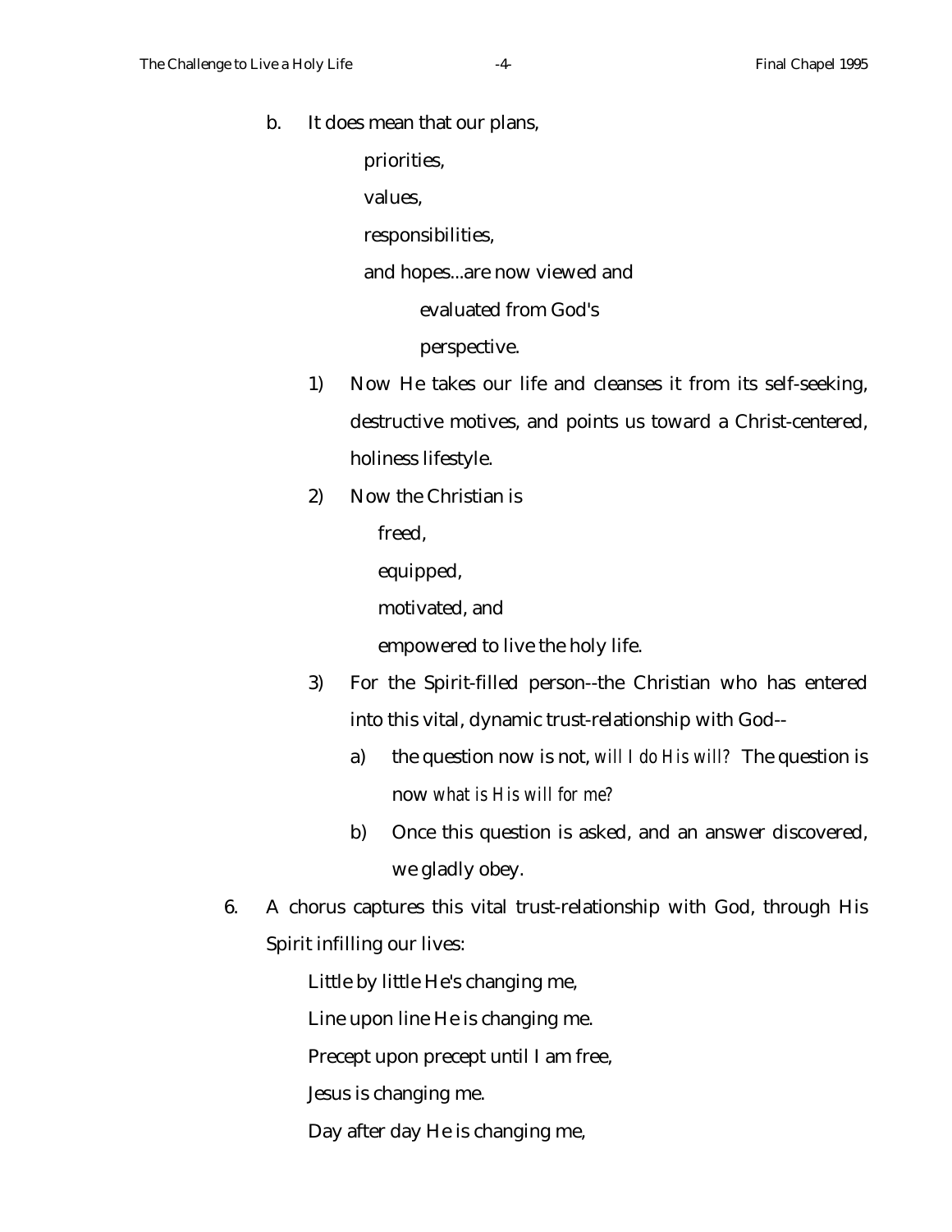b. It does mean that our plans,

   priorities,

   values,

   responsibilities,

   and hopes...are now viewed and

   evaluated from God's

   perspective.

   1) Now He takes our life and cleanses it from its self-seeking, destructive motives, and points us toward a Christ-centered, holiness lifestyle.

   2) Now the Christian is

      freed,

      equipped,

      motivated, and

      empowered to live the holy life.

   3) For the Spirit-filled person--the Christian who has entered into this vital, dynamic trust-relationship with God--

      a) the question now is not, *will I do His will?* The question is now *what is His will for me?*

      b) Once this question is asked, and an answer discovered, we gladly obey.

6. A chorus captures this vital trust-relationship with God, through His Spirit infilling our lives:

   Little by little He's changing me,

   Line upon line He is changing me.

   Precept upon precept until I am free,

   Jesus is changing me.

   Day after day He is changing me,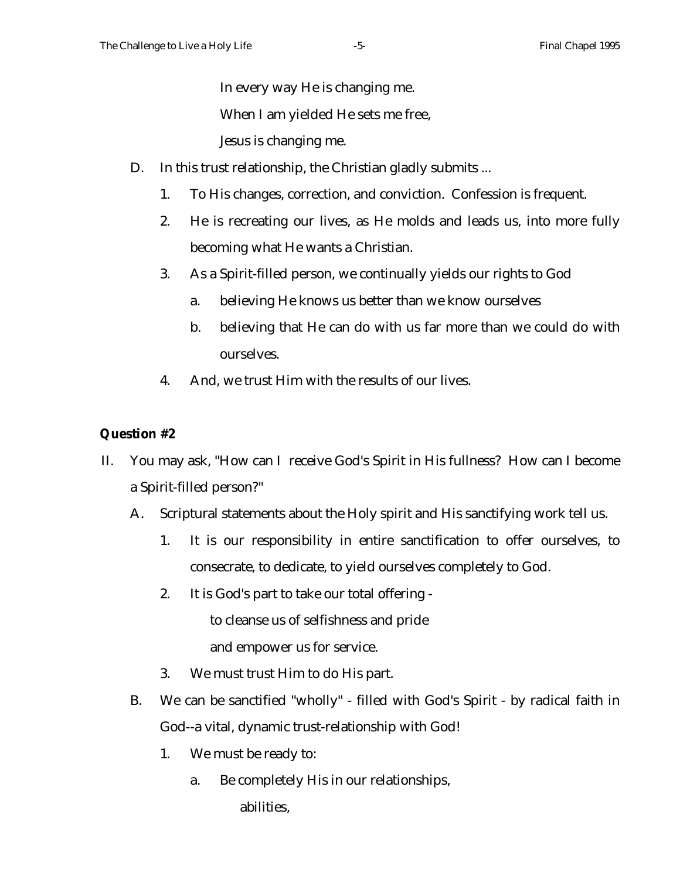In every way He is changing me.

When I am yielded He sets me free,

Jesus is changing me.

D. In this trust relationship, the Christian gladly submits ...

   1. To His changes, correction, and conviction. Confession is frequent.
   2. He is recreating our lives, as He molds and leads us, into more fully becoming what He wants a Christian.
   3. As a Spirit-filled person, we continually yields our rights to God
      a. believing He knows us better than we know ourselves
      b. believing that He can do with us far more than we could do with ourselves.
   4. And, we trust Him with the results of our lives.

**Question #2**

II. You may ask, "How can I receive God's Spirit in His fullness? How can I become a Spirit-filled person?"

   A. Scriptural statements about the Holy spirit and His sanctifying work tell us.
      1. It is our responsibility in entire sanctification to offer ourselves, to consecrate, to dedicate, to yield ourselves completely to God.
      2. It is God's part to take our total offering -
         to cleanse us of selfishness and pride
         and empower us for service.
      3. We must trust Him to do His part.

   B. We can be sanctified "wholly" - filled with God's Spirit - by radical faith in God--a vital, dynamic trust-relationship with God!
      1. We must be ready to:
         a. Be completely His in our relationships,
            abilities,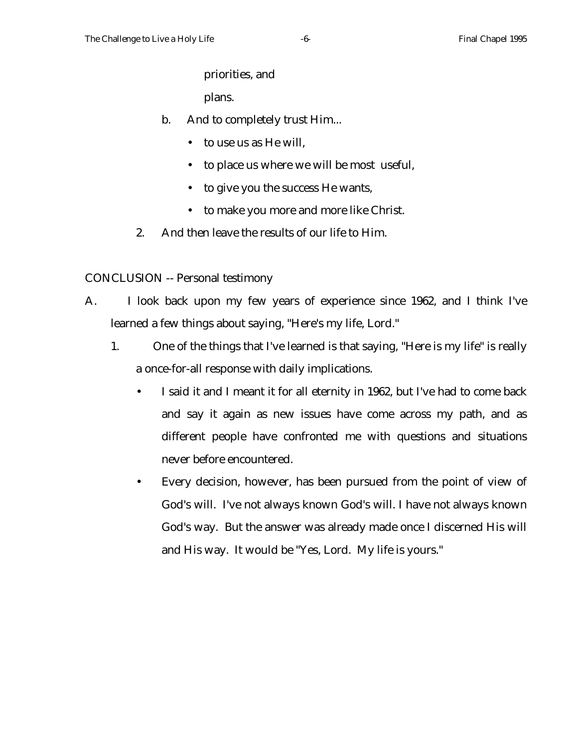priorities, and

plans.

b. And to completely trust Him...

- to use us as He will,
- to place us where we will be most useful,
- to give you the success He wants,
- to make you more and more like Christ.

2. And then leave the results of our life to Him.

CONCLUSION -- Personal testimony

A. I look back upon my few years of experience since 1962, and I think I've learned a few things about saying, "Here's my life, Lord."

1. One of the things that I've learned is that saying, "Here is my life" is really a once-for-all response with daily implications.

- I said it and I meant it for all eternity in 1962, but I've had to come back and say it again as new issues have come across my path, and as different people have confronted me with questions and situations never before encountered.
- Every decision, however, has been pursued from the point of view of God's will. I've not always known God's will. I have not always known God's way. But the answer was already made once I discerned His will and His way. It would be "Yes, Lord. My life is yours."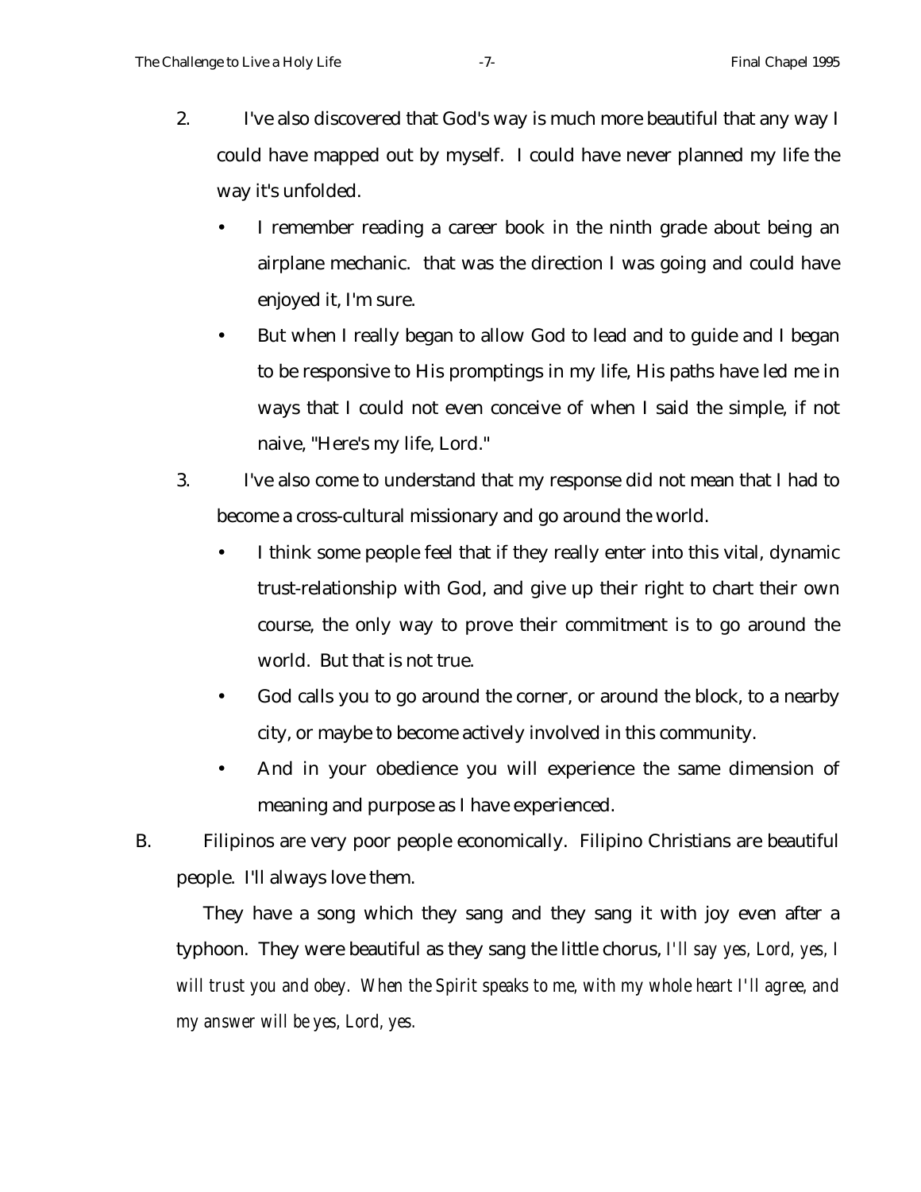2. I've also discovered that God's way is much more beautiful that any way I could have mapped out by myself. I could have never planned my life the way it's unfolded.
   - I remember reading a career book in the ninth grade about being an airplane mechanic. that was the direction I was going and could have enjoyed it, I'm sure.
   - But when I really began to allow God to lead and to guide and I began to be responsive to His promptings in my life, His paths have led me in ways that I could not even conceive of when I said the simple, if not naive, "Here's my life, Lord."
3. I've also come to understand that my response did not mean that I had to become a cross-cultural missionary and go around the world.
   - I think some people feel that if they really enter into this vital, dynamic trust-relationship with God, and give up their right to chart their own course, the only way to prove their commitment is to go around the world. But that is not true.
   - God calls you to go around the corner, or around the block, to a nearby city, or maybe to become actively involved in this community.
   - And in your obedience you will experience the same dimension of meaning and purpose as I have experienced.

B. Filipinos are very poor people economically. Filipino Christians are beautiful people. I'll always love them.

They have a song which they sang and they sang it with joy even after a typhoon. They were beautiful as they sang the little chorus, *I'll say yes, Lord, yes, I will trust you and obey. When the Spirit speaks to me, with my whole heart I'll agree, and my answer will be yes, Lord, yes.*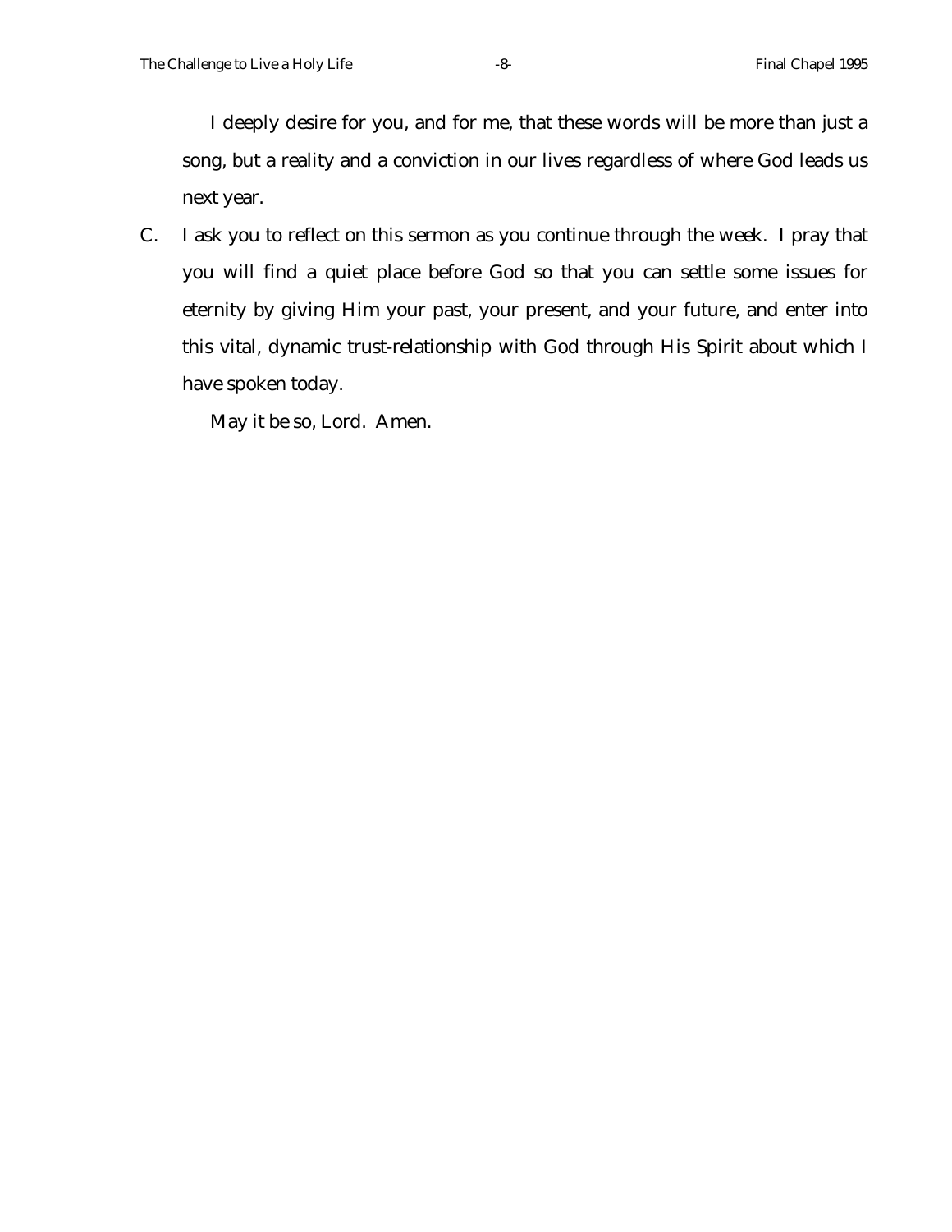I deeply desire for you, and for me, that these words will be more than just a song, but a reality and a conviction in our lives regardless of where God leads us next year.

C. I ask you to reflect on this sermon as you continue through the week. I pray that you will find a quiet place before God so that you can settle some issues for eternity by giving Him your past, your present, and your future, and enter into this vital, dynamic trust-relationship with God through His Spirit about which I have spoken today.

May it be so, Lord. Amen.